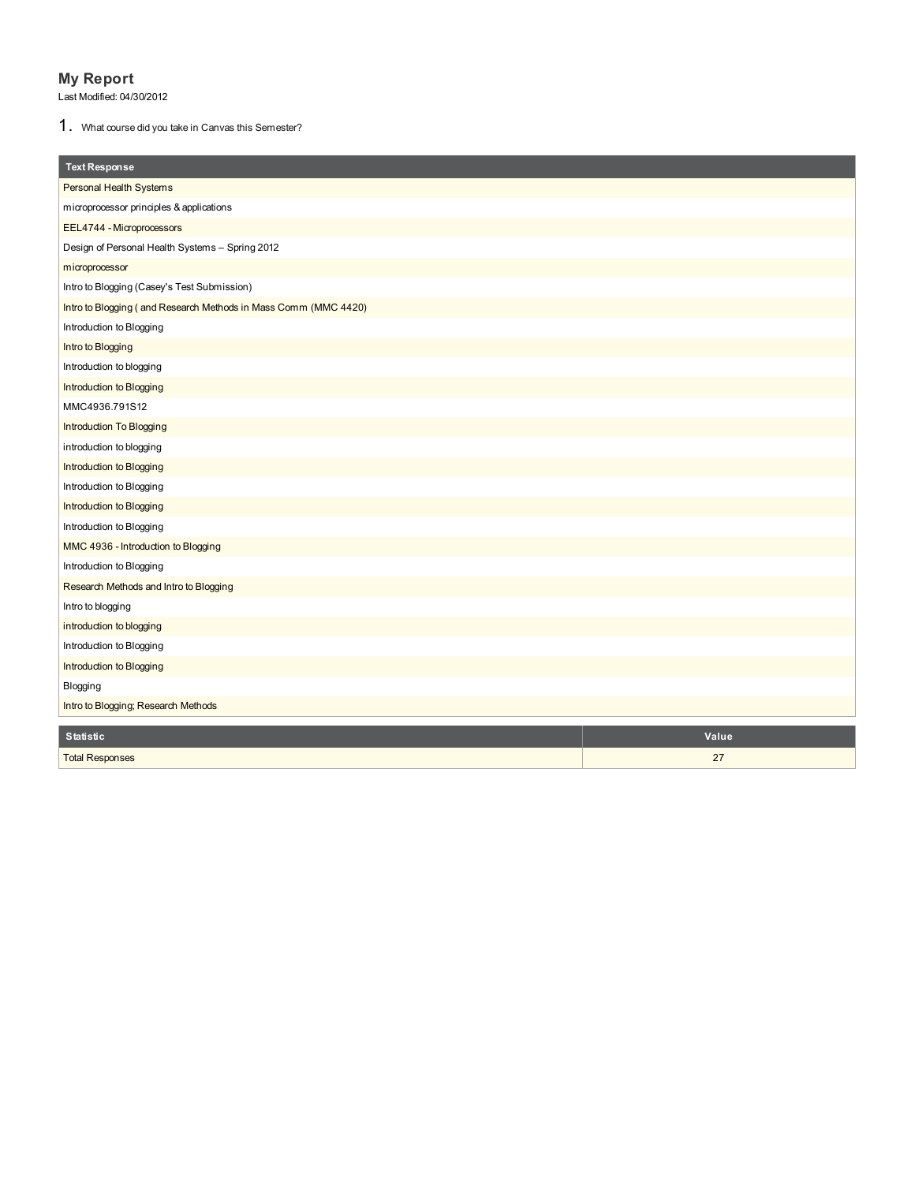# My Report

Last Modified: 04/30/2012

1. What course did you take in Canvas this Semester?

| Text Response |
|---|
| Personal Health Systems |
| microprocessor principles & applications |
| EEL4744 - Microprocessors |
| Design of Personal Health Systems – Spring 2012 |
| microprocessor |
| Intro to Blogging (Casey's Test Submission) |
| Intro to Blogging ( and Research Methods in Mass Comm (MMC 4420) |
| Introduction to Blogging |
| Intro to Blogging |
| Introduction to blogging |
| Introduction to Blogging |
| MMC4936.791S12 |
| Introduction To Blogging |
| introduction to blogging |
| Introduction to Blogging |
| Introduction to Blogging |
| Introduction to Blogging |
| Introduction to Blogging |
| MMC 4936 - Introduction to Blogging |
| Introduction to Blogging |
| Research Methods and Intro to Blogging |
| Intro to blogging |
| introduction to blogging |
| Introduction to Blogging |
| Introduction to Blogging |
| Blogging |
| Intro to Blogging; Research Methods |

| Statistic | Value |
|---|---|
| Total Responses | 27 |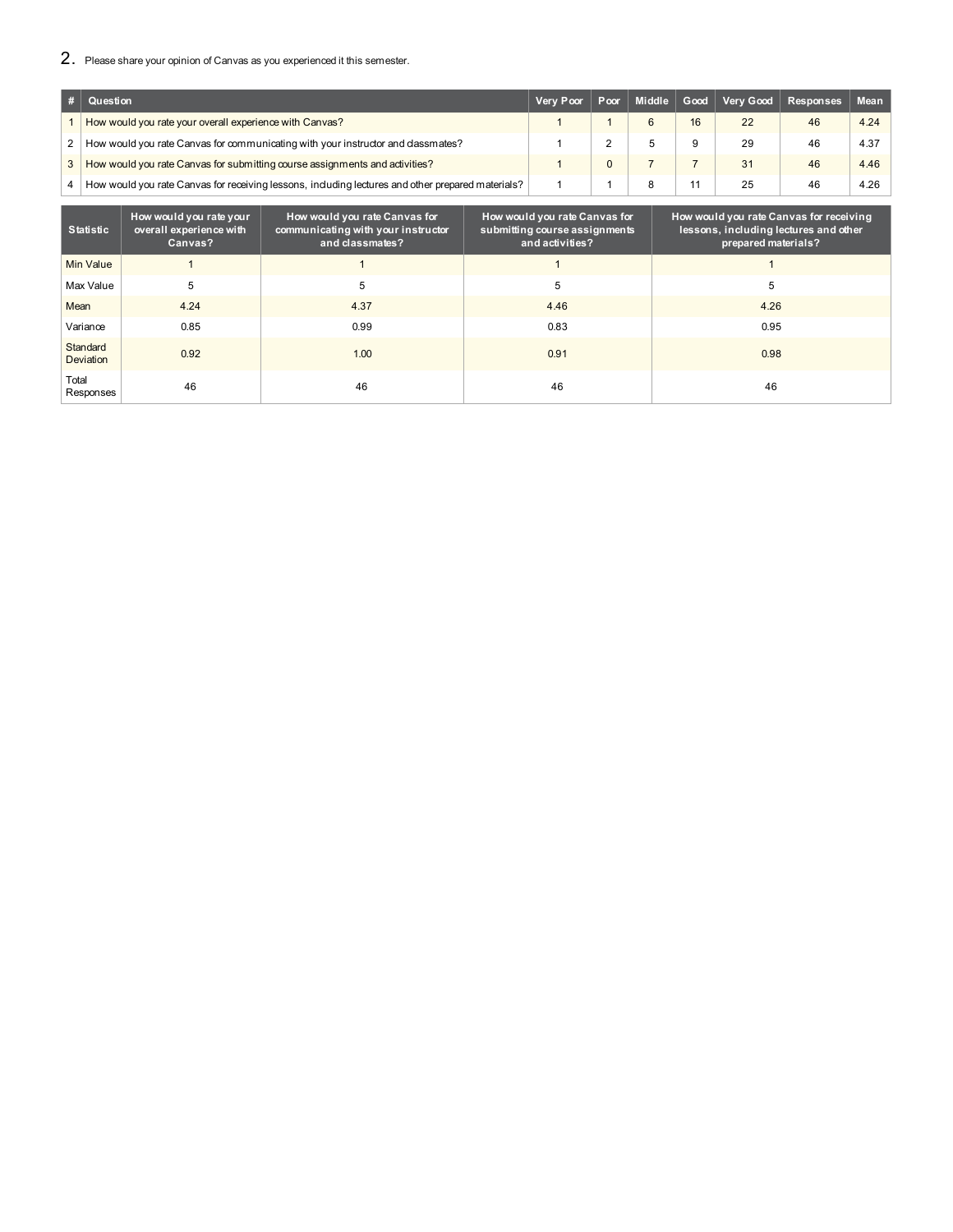2. Please share your opinion of Canvas as you experienced it this semester.

| # | Question | Very Poor | Poor | Middle | Good | Very Good | Responses | Mean |
|---|---|---|---|---|---|---|---|---|
| 1 | How would you rate your overall experience with Canvas? | 1 | 1 | 6 | 16 | 22 | 46 | 4.24 |
| 2 | How would you rate Canvas for communicating with your instructor and classmates? | 1 | 2 | 5 | 9 | 29 | 46 | 4.37 |
| 3 | How would you rate Canvas for submitting course assignments and activities? | 1 | 0 | 7 | 7 | 31 | 46 | 4.46 |
| 4 | How would you rate Canvas for receiving lessons, including lectures and other prepared materials? | 1 | 1 | 8 | 11 | 25 | 46 | 4.26 |

| Statistic | How would you rate your overall experience with Canvas? | How would you rate Canvas for communicating with your instructor and classmates? | How would you rate Canvas for submitting course assignments and activities? | How would you rate Canvas for receiving lessons, including lectures and other prepared materials? |
|---|---|---|---|---|
| Min Value | 1 | 1 | 1 | 1 |
| Max Value | 5 | 5 | 5 | 5 |
| Mean | 4.24 | 4.37 | 4.46 | 4.26 |
| Variance | 0.85 | 0.99 | 0.83 | 0.95 |
| Standard Deviation | 0.92 | 1.00 | 0.91 | 0.98 |
| Total Responses | 46 | 46 | 46 | 46 |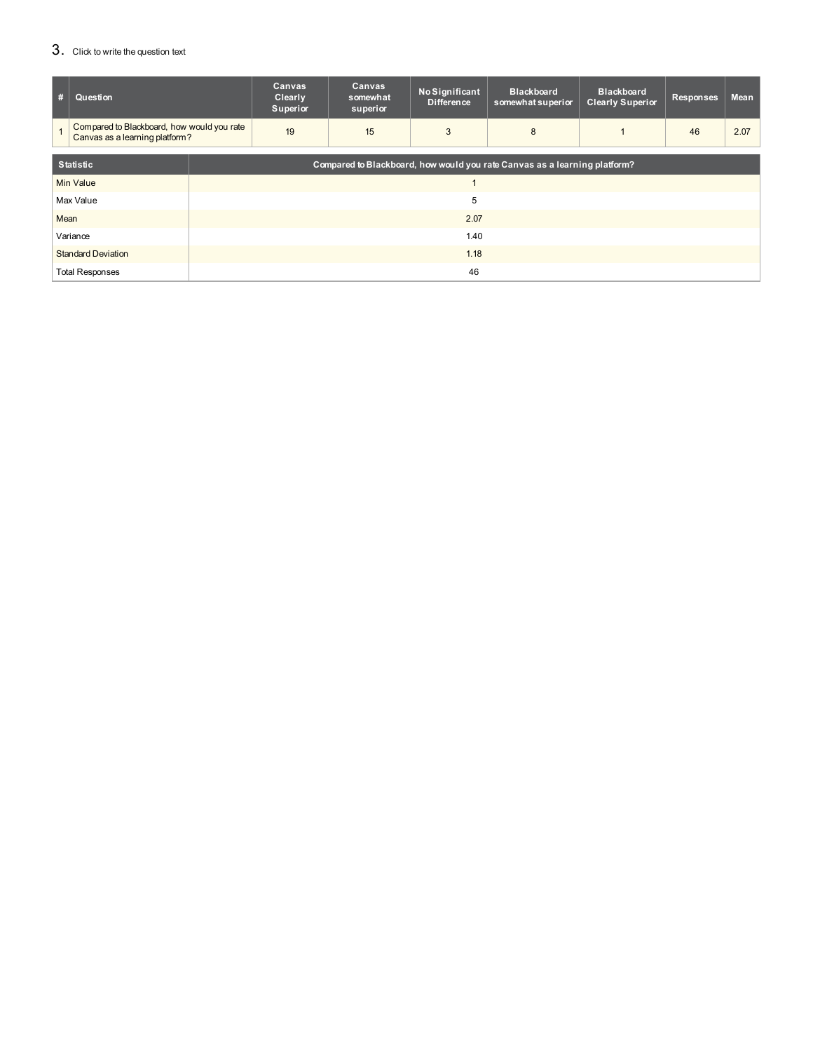## 3. Click to write the question text

| # | Question | Canvas Clearly Superior | Canvas somewhat superior | No Significant Difference | Blackboard somewhat superior | Blackboard Clearly Superior | Responses | Mean |
|---|---|---|---|---|---|---|---|---|
| 1 | Compared to Blackboard, how would you rate Canvas as a learning platform? | 19 | 15 | 3 | 8 | 1 | 46 | 2.07 |

| Statistic | Compared to Blackboard, how would you rate Canvas as a learning platform? |
|---|---|
| Min Value | 1 |
| Max Value | 5 |
| Mean | 2.07 |
| Variance | 1.40 |
| Standard Deviation | 1.18 |
| Total Responses | 46 |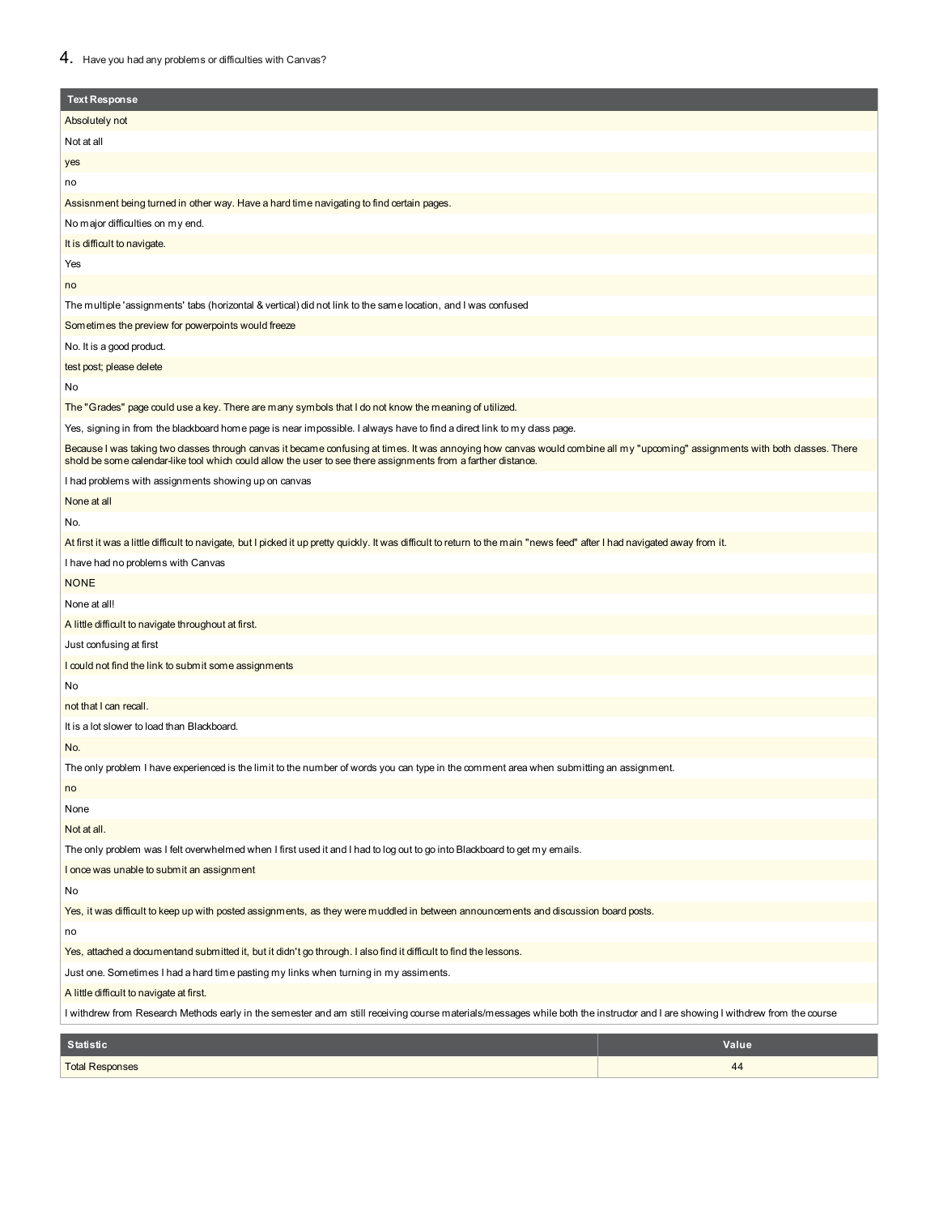## 4. Have you had any problems or difficulties with Canvas?

| Text Response |
| --- |
| Absolutely not |
| Not at all |
| yes |
| no |
| Assisnment being turned in other way. Have a hard time navigating to find certain pages. |
| No major difficulties on my end. |
| It is difficult to navigate. |
| Yes |
| no |
| The multiple 'assignments' tabs (horizontal & vertical) did not link to the same location, and I was confused |
| Sometimes the preview for powerpoints would freeze |
| No. It is a good product. |
| test post; please delete |
| No |
| The "Grades" page could use a key. There are many symbols that I do not know the meaning of utilized. |
| Yes, signing in from the blackboard home page is near impossible. I always have to find a direct link to my class page. |
| Because I was taking two classes through canvas it became confusing at times. It was annoying how canvas would combine all my "upcoming" assignments with both classes. There shold be some calendar-like tool which could allow the user to see there assignments from a farther distance. |
| I had problems with assignments showing up on canvas |
| None at all |
| No. |
| At first it was a little difficult to navigate, but I picked it up pretty quickly. It was difficult to return to the main "news feed" after I had navigated away from it. |
| I have had no problems with Canvas |
| NONE |
| None at all! |
| A little difficult to navigate throughout at first. |
| Just confusing at first |
| I could not find the link to submit some assignments |
| No |
| not that I can recall. |
| It is a lot slower to load than Blackboard. |
| No. |
| The only problem I have experienced is the limit to the number of words you can type in the comment area when submitting an assignment. |
| no |
| None |
| Not at all. |
| The only problem was I felt overwhelmed when I first used it and I had to log out to go into Blackboard to get my emails. |
| I once was unable to submit an assignment |
| No |
| Yes, it was difficult to keep up with posted assignments, as they were muddled in between announcements and discussion board posts. |
| no |
| Yes, attached a documentand submitted it, but it didn't go through. I also find it difficult to find the lessons. |
| Just one. Sometimes I had a hard time pasting my links when turning in my assiments. |
| A little difficult to navigate at first. |
| I withdrew from Research Methods early in the semester and am still receiving course materials/messages while both the instructor and I are showing I withdrew from the course |

| Statistic | Value |
| --- | --- |
| Total Responses | 44 |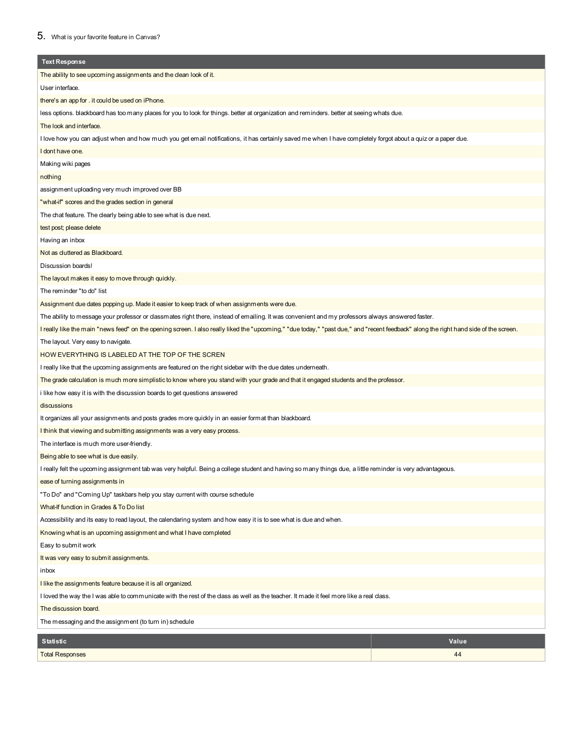## 5. What is your favorite feature in Canvas?

| Text Response |
| --- |
| The ability to see upcoming assignments and the clean look of it. |
| User interface. |
| there's an app for . it could be used on iPhone. |
| less options. blackboard has too many places for you to look for things. better at organization and reminders. better at seeing whats due. |
| The look and interface. |
| I love how you can adjust when and how much you get email notifications, it has certainly saved me when I have completely forgot about a quiz or a paper due. |
| I dont have one. |
| Making wiki pages |
| nothing |
| assignment uploading very much improved over BB |
| "what-if" scores and the grades section in general |
| The chat feature. The clearly being able to see what is due next. |
| test post; please delete |
| Having an inbox |
| Not as cluttered as Blackboard. |
| Discussion boards! |
| The layout makes it easy to move through quickly. |
| The reminder "to do" list |
| Assignment due dates popping up. Made it easier to keep track of when assignments were due. |
| The ability to message your professor or classmates right there, instead of emailing. It was convenient and my professors always answered faster. |
| I really like the main "news feed" on the opening screen. I also really liked the "upcoming," "due today," "past due," and "recent feedback" along the right hand side of the screen. |
| The layout. Very easy to navigate. |
| HOW EVERYTHING IS LABELED AT THE TOP OF THE SCREN |
| I really like that the upcoming assignments are featured on the right sidebar with the due dates underneath. |
| The grade calculation is much more simplistic to know where you stand with your grade and that it engaged students and the professor. |
| i like how easy it is with the discussion boards to get questions answered |
| discussions |
| It organizes all your assignments and posts grades more quickly in an easier format than blackboard. |
| I think that viewing and submitting assignments was a very easy process. |
| The interface is much more user-friendly. |
| Being able to see what is due easily. |
| I really felt the upcoming assignment tab was very helpful. Being a college student and having so many things due, a little reminder is very advantageous. |
| ease of turning assignments in |
| "To Do" and "Coming Up" taskbars help you stay current with course schedule |
| What-If function in Grades & To Do list |
| Accessibility and its easy to read layout, the calendaring system and how easy it is to see what is due and when. |
| Knowing what is an upcoming assignment and what I have completed |
| Easy to submit work |
| It was very easy to submit assignments. |
| inbox |
| I like the assignments feature because it is all organized. |
| I loved the way the I was able to communicate with the rest of the class as well as the teacher. It made it feel more like a real class. |
| The discussion board. |
| The messaging and the assignment (to turn in) schedule |

| Statistic | Value |
| --- | --- |
| Total Responses | 44 |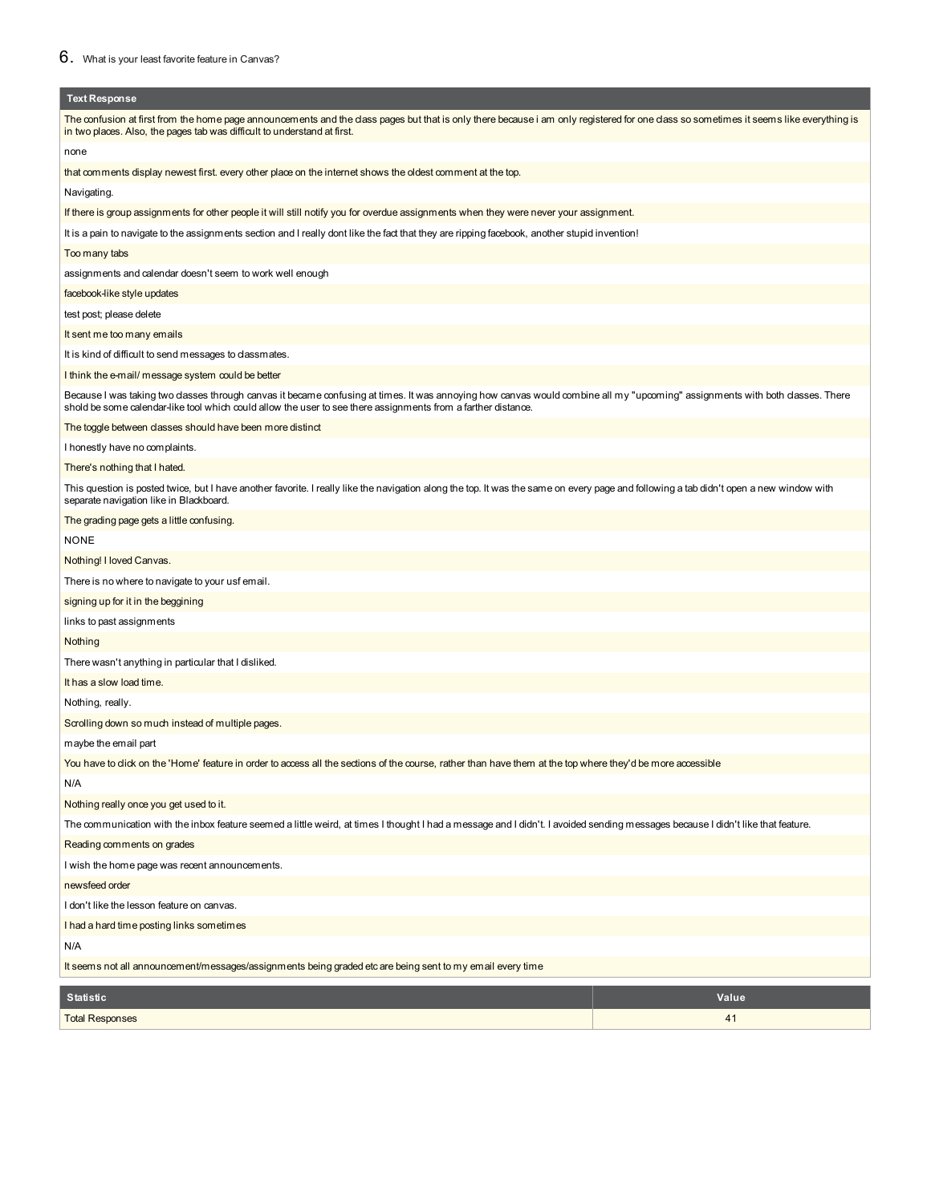## 6. What is your least favorite feature in Canvas?

| Text Response |
|---|
| The confusion at first from the home page announcements and the class pages but that is only there because i am only registered for one class so sometimes it seems like everything is in two places. Also, the pages tab was difficult to understand at first. |
| none |
| that comments display newest first. every other place on the internet shows the oldest comment at the top. |
| Navigating. |
| If there is group assignments for other people it will still notify you for overdue assignments when they were never your assignment. |
| It is a pain to navigate to the assignments section and I really dont like the fact that they are ripping facebook, another stupid invention! |
| Too many tabs |
| assignments and calendar doesn't seem to work well enough |
| facebook-like style updates |
| test post; please delete |
| It sent me too many emails |
| It is kind of difficult to send messages to classmates. |
| I think the e-mail/ message system could be better |
| Because I was taking two classes through canvas it became confusing at times. It was annoying how canvas would combine all my "upcoming" assignments with both classes. There shold be some calendar-like tool which could allow the user to see there assignments from a farther distance. |
| The toggle between classes should have been more distinct |
| I honestly have no complaints. |
| There's nothing that I hated. |
| This question is posted twice, but I have another favorite. I really like the navigation along the top. It was the same on every page and following a tab didn't open a new window with separate navigation like in Blackboard. |
| The grading page gets a little confusing. |
| NONE |
| Nothing! I loved Canvas. |
| There is no where to navigate to your usf email. |
| signing up for it in the beggining |
| links to past assignments |
| Nothing |
| There wasn't anything in particular that I disliked. |
| It has a slow load time. |
| Nothing, really. |
| Scrolling down so much instead of multiple pages. |
| maybe the email part |
| You have to click on the 'Home' feature in order to access all the sections of the course, rather than have them at the top where they'd be more accessible |
| N/A |
| Nothing really once you get used to it. |
| The communication with the inbox feature seemed a little weird, at times I thought I had a message and I didn't. I avoided sending messages because I didn't like that feature. |
| Reading comments on grades |
| I wish the home page was recent announcements. |
| newsfeed order |
| I don't like the lesson feature on canvas. |
| I had a hard time posting links sometimes |
| N/A |
| It seems not all announcement/messages/assignments being graded etc are being sent to my email every time |

| Statistic | Value |
|---|---|
| Total Responses | 41 |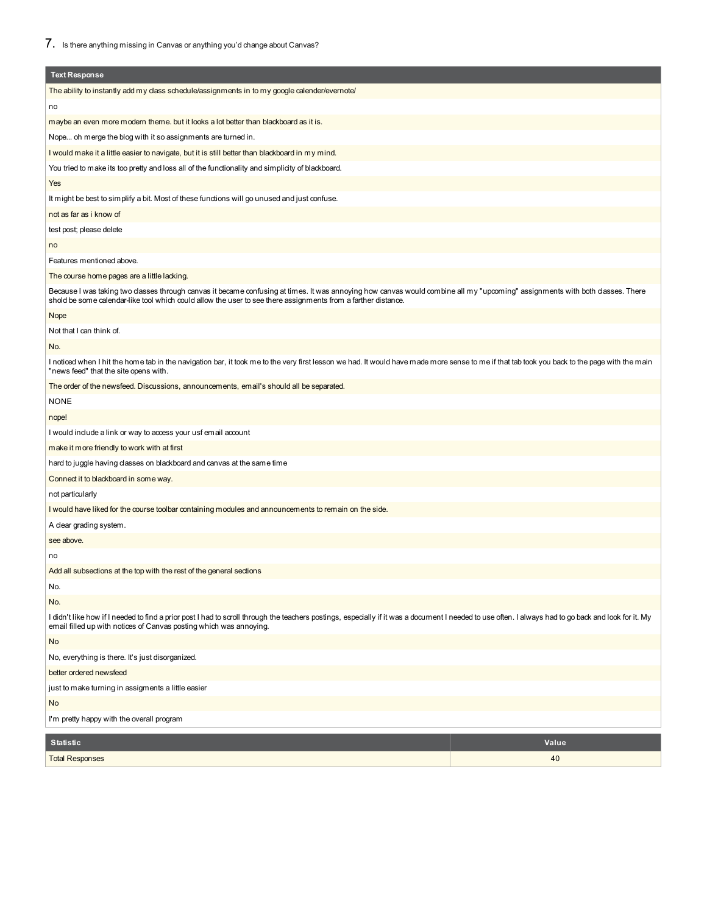## 7. Is there anything missing in Canvas or anything you'd change about Canvas?

| Text Response |
| --- |
| The ability to instantly add my class schedule/assignments in to my google calender/evernote/ |
| no |
| maybe an even more modern theme. but it looks a lot better than blackboard as it is. |
| Nope... oh merge the blog with it so assignments are turned in. |
| I would make it a little easier to navigate, but it is still better than blackboard in my mind. |
| You tried to make its too pretty and loss all of the functionality and simplicity of blackboard. |
| Yes |
| It might be best to simplify a bit. Most of these functions will go unused and just confuse. |
| not as far as i know of |
| test post; please delete |
| no |
| Features mentioned above. |
| The course home pages are a little lacking. |
| Because I was taking two classes through canvas it became confusing at times. It was annoying how canvas would combine all my "upcoming" assignments with both classes. There shold be some calendar-like tool which could allow the user to see there assignments from a farther distance. |
| Nope |
| Not that I can think of. |
| No. |
| I noticed when I hit the home tab in the navigation bar, it took me to the very first lesson we had. It would have made more sense to me if that tab took you back to the page with the main "news feed" that the site opens with. |
| The order of the newsfeed. Discussions, announcements, email's should all be separated. |
| NONE |
| nope! |
| I would include a link or way to access your usf email account |
| make it more friendly to work with at first |
| hard to juggle having classes on blackboard and canvas at the same time |
| Connect it to blackboard in some way. |
| not particularly |
| I would have liked for the course toolbar containing modules and announcements to remain on the side. |
| A clear grading system. |
| see above. |
| no |
| Add all subsections at the top with the rest of the general sections |
| No. |
| No. |
| I didn't like how if I needed to find a prior post I had to scroll through the teachers postings, especially if it was a document I needed to use often. I always had to go back and look for it. My email filled up with notices of Canvas posting which was annoying. |
| No |
| No, everything is there. It's just disorganized. |
| better ordered newsfeed |
| just to make turning in assigments a little easier |
| No |
| I'm pretty happy with the overall program |

| Statistic | Value |
| --- | --- |
| Total Responses | 40 |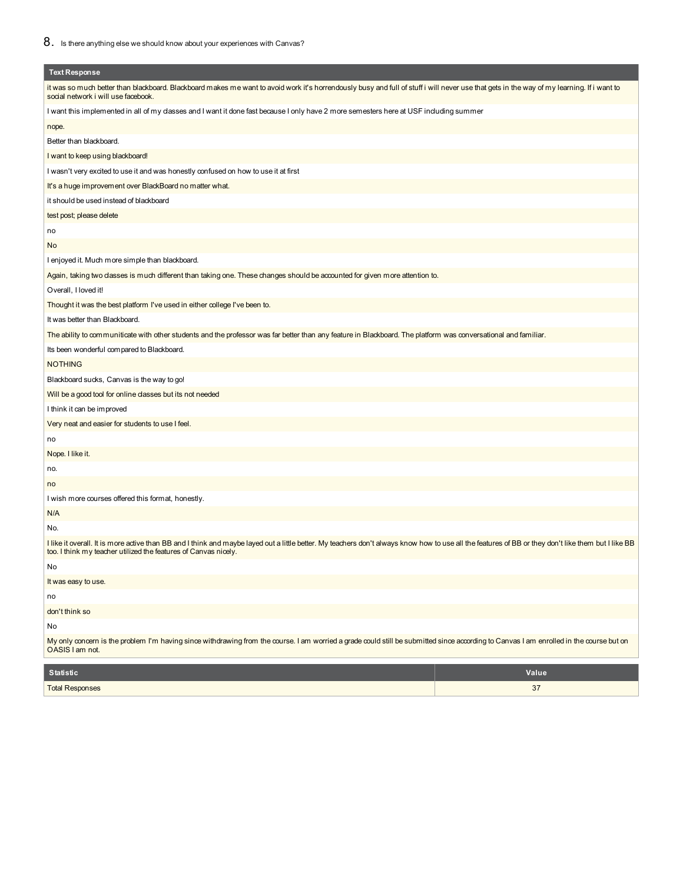## 8. Is there anything else we should know about your experiences with Canvas?

| Text Response |
| --- |
| it was so much better than blackboard. Blackboard makes me want to avoid work it's horrendously busy and full of stuff i will never use that gets in the way of my learning. If i want to social network i will use facebook. |
| I want this implemented in all of my classes and I want it done fast because I only have 2 more semesters here at USF including summer |
| nope. |
| Better than blackboard. |
| I want to keep using blackboard! |
| I wasn't very excited to use it and was honestly confused on how to use it at first |
| It's a huge improvement over BlackBoard no matter what. |
| it should be used instead of blackboard |
| test post; please delete |
| no |
| No |
| I enjoyed it. Much more simple than blackboard. |
| Again, taking two classes is much different than taking one. These changes should be accounted for given more attention to. |
| Overall, I loved it! |
| Thought it was the best platform I've used in either college I've been to. |
| It was better than Blackboard. |
| The ability to communiticate with other students and the professor was far better than any feature in Blackboard. The platform was conversational and familiar. |
| Its been wonderful compared to Blackboard. |
| NOTHING |
| Blackboard sucks, Canvas is the way to go! |
| Will be a good tool for online classes but its not needed |
| I think it can be improved |
| Very neat and easier for students to use I feel. |
| no |
| Nope. I like it. |
| no. |
| no |
| I wish more courses offered this format, honestly. |
| N/A |
| No. |
| I like it overall. It is more active than BB and I think and maybe layed out a little better. My teachers don't always know how to use all the features of BB or they don't like them but I like BB too. I think my teacher utilized the features of Canvas nicely. |
| No |
| It was easy to use. |
| no |
| don't think so |
| No |
| My only concern is the problem I'm having since withdrawing from the course. I am worried a grade could still be submitted since according to Canvas I am enrolled in the course but on OASIS I am not. |

| Statistic | Value |
| --- | --- |
| Total Responses | 37 |